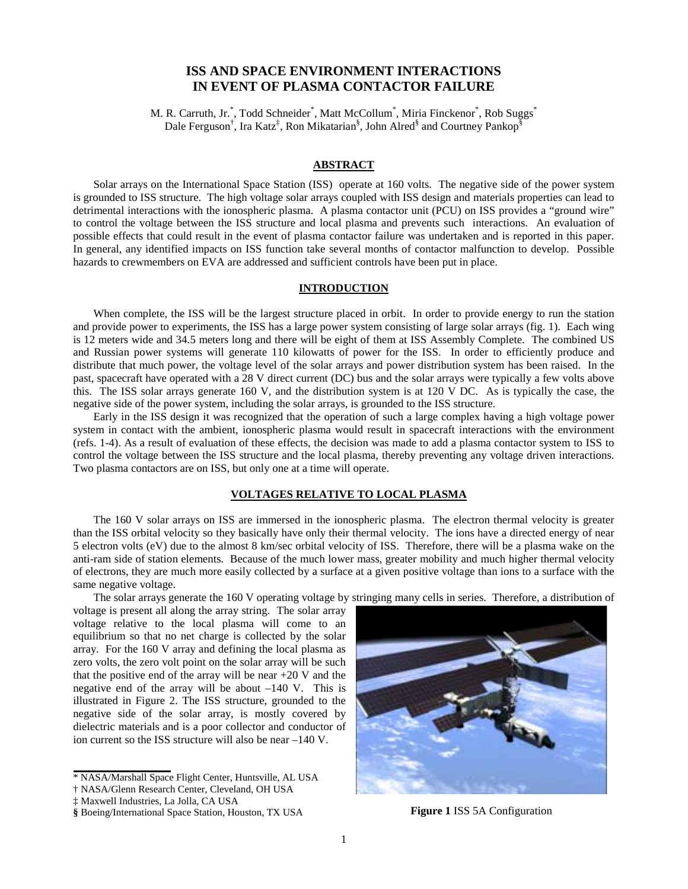# ISS AND SPACE ENVIRONMENT INTERACTIONS IN EVENT OF PLASMA CONTACTOR FAILURE

M. R. Carruth, Jr.[*], Todd Schneider[*], Matt McCollum[*], Miria Finckenor[*], Rob Suggs[*]
Dale Ferguson[†], Ira Katz[‡], Ron Mikatarian[§], John Alred[§] and Courtney Pankop[§]

## ABSTRACT

Solar arrays on the International Space Station (ISS) operate at 160 volts. The negative side of the power system is grounded to ISS structure. The high voltage solar arrays coupled with ISS design and materials properties can lead to detrimental interactions with the ionospheric plasma. A plasma contactor unit (PCU) on ISS provides a "ground wire" to control the voltage between the ISS structure and local plasma and prevents such interactions. An evaluation of possible effects that could result in the event of plasma contactor failure was undertaken and is reported in this paper. In general, any identified impacts on ISS function take several months of contactor malfunction to develop. Possible hazards to crewmembers on EVA are addressed and sufficient controls have been put in place.

## INTRODUCTION

When complete, the ISS will be the largest structure placed in orbit. In order to provide energy to run the station and provide power to experiments, the ISS has a large power system consisting of large solar arrays (fig. 1). Each wing is 12 meters wide and 34.5 meters long and there will be eight of them at ISS Assembly Complete. The combined US and Russian power systems will generate 110 kilowatts of power for the ISS. In order to efficiently produce and distribute that much power, the voltage level of the solar arrays and power distribution system has been raised. In the past, spacecraft have operated with a 28 V direct current (DC) bus and the solar arrays were typically a few volts above this. The ISS solar arrays generate 160 V, and the distribution system is at 120 V DC. As is typically the case, the negative side of the power system, including the solar arrays, is grounded to the ISS structure.

Early in the ISS design it was recognized that the operation of such a large complex having a high voltage power system in contact with the ambient, ionospheric plasma would result in spacecraft interactions with the environment (refs. 1-4). As a result of evaluation of these effects, the decision was made to add a plasma contactor system to ISS to control the voltage between the ISS structure and the local plasma, thereby preventing any voltage driven interactions. Two plasma contactors are on ISS, but only one at a time will operate.

## VOLTAGES RELATIVE TO LOCAL PLASMA

The 160 V solar arrays on ISS are immersed in the ionospheric plasma. The electron thermal velocity is greater than the ISS orbital velocity so they basically have only their thermal velocity. The ions have a directed energy of near 5 electron volts (eV) due to the almost 8 km/sec orbital velocity of ISS. Therefore, there will be a plasma wake on the anti-ram side of station elements. Because of the much lower mass, greater mobility and much higher thermal velocity of electrons, they are much more easily collected by a surface at a given positive voltage than ions to a surface with the same negative voltage.

The solar arrays generate the 160 V operating voltage by stringing many cells in series. Therefore, a distribution of voltage is present all along the array string. The solar array voltage relative to the local plasma will come to an equilibrium so that no net charge is collected by the solar array. For the 160 V array and defining the local plasma as zero volts, the zero volt point on the solar array will be such that the positive end of the array will be near +20 V and the negative end of the array will be about –140 V. This is illustrated in Figure 2. The ISS structure, grounded to the negative side of the solar array, is mostly covered by dielectric materials and is a poor collector and conductor of ion current so the ISS structure will also be near –140 V.

**Figure 1** ISS 5A Configuration

[*] NASA/Marshall Space Flight Center, Huntsville, AL USA
[†] NASA/Glenn Research Center, Cleveland, OH USA
[‡] Maxwell Industries, La Jolla, CA USA
[§] Boeing/International Space Station, Houston, TX USA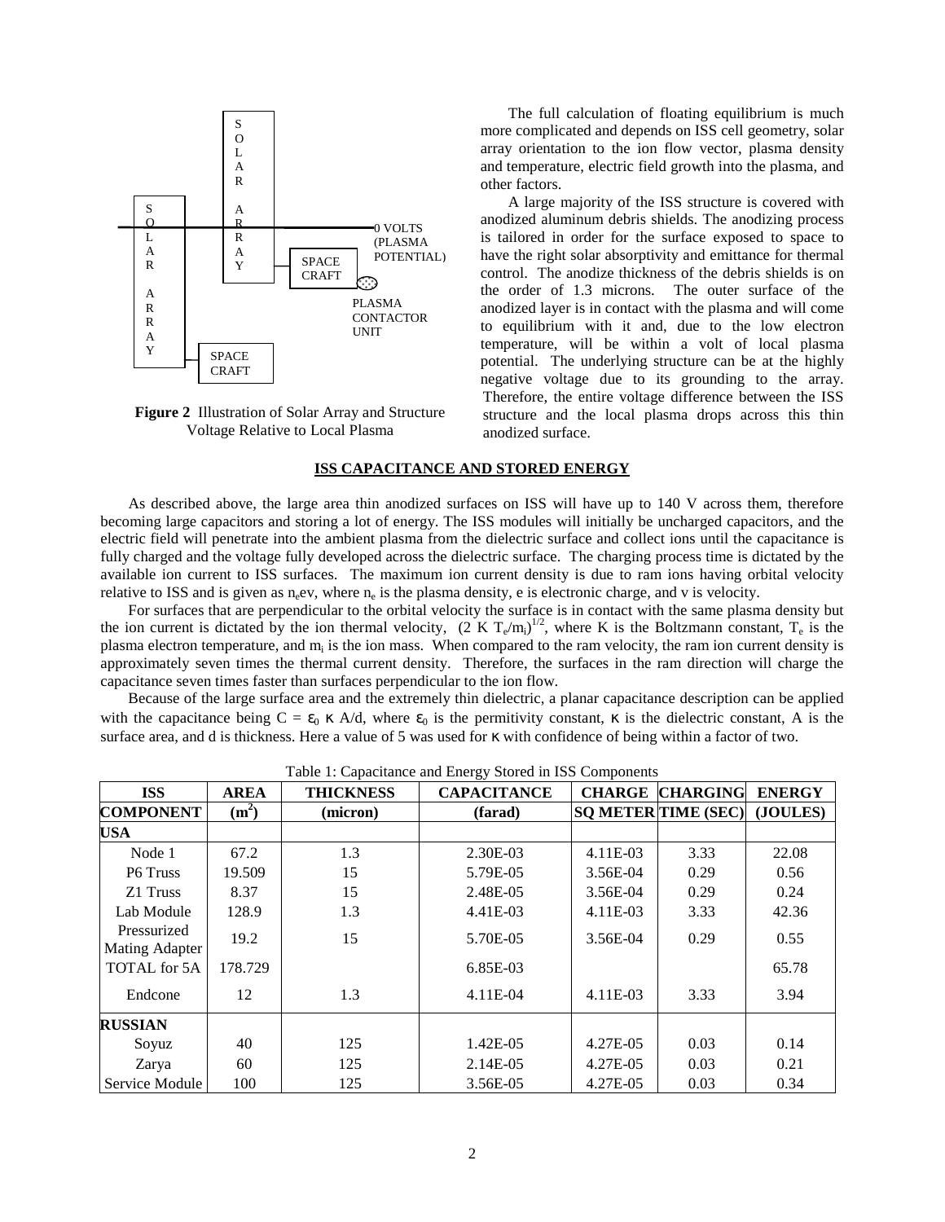S O L A R A R R A Y

S O L A R A R R A Y

0 VOLTS (PLASMA POTENTIAL)

SPACE CRAFT

PLASMA CONTACTOR UNIT

SPACE CRAFT

**Figure 2** Illustration of Solar Array and Structure Voltage Relative to Local Plasma

The full calculation of floating equilibrium is much more complicated and depends on ISS cell geometry, solar array orientation to the ion flow vector, plasma density and temperature, electric field growth into the plasma, and other factors.

A large majority of the ISS structure is covered with anodized aluminum debris shields. The anodizing process is tailored in order for the surface exposed to space to have the right solar absorptivity and emittance for thermal control. The anodize thickness of the debris shields is on the order of 1.3 microns. The outer surface of the anodized layer is in contact with the plasma and will come to equilibrium with it and, due to the low electron temperature, will be within a volt of local plasma potential. The underlying structure can be at the highly negative voltage due to its grounding to the array. Therefore, the entire voltage difference between the ISS structure and the local plasma drops across this thin anodized surface.

## ISS CAPACITANCE AND STORED ENERGY

As described above, the large area thin anodized surfaces on ISS will have up to 140 V across them, therefore becoming large capacitors and storing a lot of energy. The ISS modules will initially be uncharged capacitors, and the electric field will penetrate into the ambient plasma from the dielectric surface and collect ions until the capacitance is fully charged and the voltage fully developed across the dielectric surface. The charging process time is dictated by the available ion current to ISS surfaces. The maximum ion current density is due to ram ions having orbital velocity relative to ISS and is given as $n_e ev$, where $n_e$ is the plasma density, e is electronic charge, and v is velocity.

For surfaces that are perpendicular to the orbital velocity the surface is in contact with the same plasma density but the ion current is dictated by the ion thermal velocity, $(2\ K\ T_e/m_i)^{1/2}$, where K is the Boltzmann constant, $T_e$ is the plasma electron temperature, and $m_i$ is the ion mass. When compared to the ram velocity, the ram ion current density is approximately seven times the thermal current density. Therefore, the surfaces in the ram direction will charge the capacitance seven times faster than surfaces perpendicular to the ion flow.

Because of the large surface area and the extremely thin dielectric, a planar capacitance description can be applied with the capacitance being $C = \varepsilon_0\ \kappa\ A/d$, where $\varepsilon_0$ is the permitivity constant, $\kappa$ is the dielectric constant, A is the surface area, and d is thickness. Here a value of 5 was used for $\kappa$ with confidence of being within a factor of two.

Table 1: Capacitance and Energy Stored in ISS Components

| ISS COMPONENT | AREA ($m^2$) | THICKNESS (micron) | CAPACITANCE (farad) | CHARGE SQ METER | CHARGING TIME (SEC) | ENERGY (JOULES) |
|---|---|---|---|---|---|---|
| **USA** | | | | | | |
| Node 1 | 67.2 | 1.3 | 2.30E-03 | 4.11E-03 | 3.33 | 22.08 |
| P6 Truss | 19.509 | 15 | 5.79E-05 | 3.56E-04 | 0.29 | 0.56 |
| Z1 Truss | 8.37 | 15 | 2.48E-05 | 3.56E-04 | 0.29 | 0.24 |
| Lab Module | 128.9 | 1.3 | 4.41E-03 | 4.11E-03 | 3.33 | 42.36 |
| Pressurized Mating Adapter | 19.2 | 15 | 5.70E-05 | 3.56E-04 | 0.29 | 0.55 |
| TOTAL for 5A | 178.729 | | 6.85E-03 | | | 65.78 |
| Endcone | 12 | 1.3 | 4.11E-04 | 4.11E-03 | 3.33 | 3.94 |
| **RUSSIAN** | | | | | | |
| Soyuz | 40 | 125 | 1.42E-05 | 4.27E-05 | 0.03 | 0.14 |
| Zarya | 60 | 125 | 2.14E-05 | 4.27E-05 | 0.03 | 0.21 |
| Service Module | 100 | 125 | 3.56E-05 | 4.27E-05 | 0.03 | 0.34 |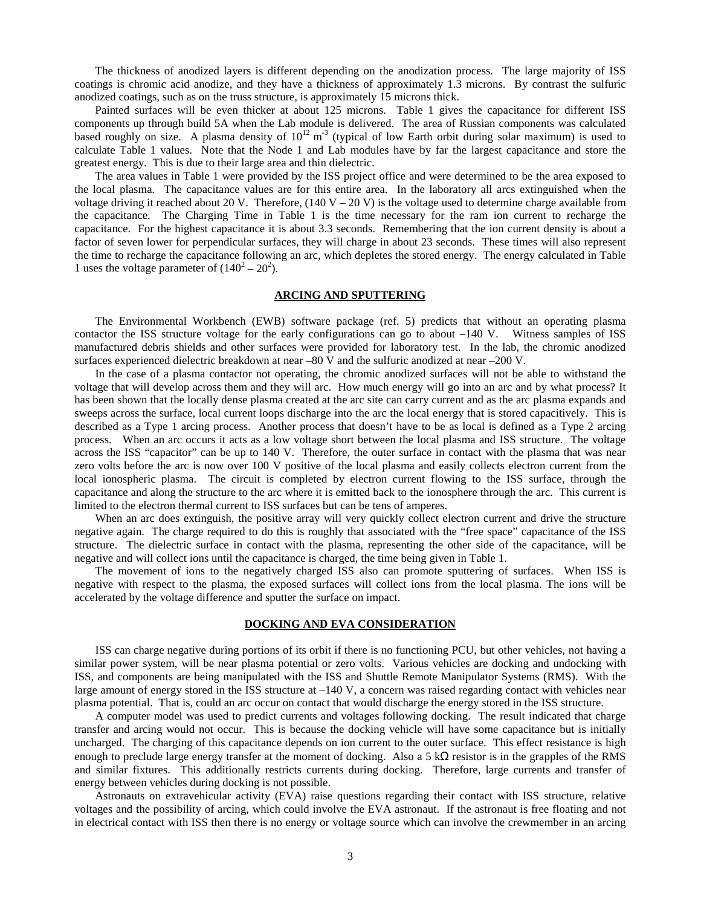The thickness of anodized layers is different depending on the anodization process. The large majority of ISS coatings is chromic acid anodize, and they have a thickness of approximately 1.3 microns. By contrast the sulfuric anodized coatings, such as on the truss structure, is approximately 15 microns thick.

Painted surfaces will be even thicker at about 125 microns. Table 1 gives the capacitance for different ISS components up through build 5A when the Lab module is delivered. The area of Russian components was calculated based roughly on size. A plasma density of $10^{12}$ $m^{-3}$ (typical of low Earth orbit during solar maximum) is used to calculate Table 1 values. Note that the Node 1 and Lab modules have by far the largest capacitance and store the greatest energy. This is due to their large area and thin dielectric.

The area values in Table 1 were provided by the ISS project office and were determined to be the area exposed to the local plasma. The capacitance values are for this entire area. In the laboratory all arcs extinguished when the voltage driving it reached about 20 V. Therefore, (140 V – 20 V) is the voltage used to determine charge available from the capacitance. The Charging Time in Table 1 is the time necessary for the ram ion current to recharge the capacitance. For the highest capacitance it is about 3.3 seconds. Remembering that the ion current density is about a factor of seven lower for perpendicular surfaces, they will charge in about 23 seconds. These times will also represent the time to recharge the capacitance following an arc, which depletes the stored energy. The energy calculated in Table 1 uses the voltage parameter of $(140^2 – 20^2)$.

## ARCING AND SPUTTERING

The Environmental Workbench (EWB) software package (ref. 5) predicts that without an operating plasma contactor the ISS structure voltage for the early configurations can go to about –140 V. Witness samples of ISS manufactured debris shields and other surfaces were provided for laboratory test. In the lab, the chromic anodized surfaces experienced dielectric breakdown at near –80 V and the sulfuric anodized at near –200 V.

In the case of a plasma contactor not operating, the chromic anodized surfaces will not be able to withstand the voltage that will develop across them and they will arc. How much energy will go into an arc and by what process? It has been shown that the locally dense plasma created at the arc site can carry current and as the arc plasma expands and sweeps across the surface, local current loops discharge into the arc the local energy that is stored capacitively. This is described as a Type 1 arcing process. Another process that doesn't have to be as local is defined as a Type 2 arcing process. When an arc occurs it acts as a low voltage short between the local plasma and ISS structure. The voltage across the ISS "capacitor" can be up to 140 V. Therefore, the outer surface in contact with the plasma that was near zero volts before the arc is now over 100 V positive of the local plasma and easily collects electron current from the local ionospheric plasma. The circuit is completed by electron current flowing to the ISS surface, through the capacitance and along the structure to the arc where it is emitted back to the ionosphere through the arc. This current is limited to the electron thermal current to ISS surfaces but can be tens of amperes.

When an arc does extinguish, the positive array will very quickly collect electron current and drive the structure negative again. The charge required to do this is roughly that associated with the "free space" capacitance of the ISS structure. The dielectric surface in contact with the plasma, representing the other side of the capacitance, will be negative and will collect ions until the capacitance is charged, the time being given in Table 1.

The movement of ions to the negatively charged ISS also can promote sputtering of surfaces. When ISS is negative with respect to the plasma, the exposed surfaces will collect ions from the local plasma. The ions will be accelerated by the voltage difference and sputter the surface on impact.

## DOCKING AND EVA CONSIDERATION

ISS can charge negative during portions of its orbit if there is no functioning PCU, but other vehicles, not having a similar power system, will be near plasma potential or zero volts. Various vehicles are docking and undocking with ISS, and components are being manipulated with the ISS and Shuttle Remote Manipulator Systems (RMS). With the large amount of energy stored in the ISS structure at –140 V, a concern was raised regarding contact with vehicles near plasma potential. That is, could an arc occur on contact that would discharge the energy stored in the ISS structure.

A computer model was used to predict currents and voltages following docking. The result indicated that charge transfer and arcing would not occur. This is because the docking vehicle will have some capacitance but is initially uncharged. The charging of this capacitance depends on ion current to the outer surface. This effect resistance is high enough to preclude large energy transfer at the moment of docking. Also a 5 kΩ resistor is in the grapples of the RMS and similar fixtures. This additionally restricts currents during docking. Therefore, large currents and transfer of energy between vehicles during docking is not possible.

Astronauts on extravehicular activity (EVA) raise questions regarding their contact with ISS structure, relative voltages and the possibility of arcing, which could involve the EVA astronaut. If the astronaut is free floating and not in electrical contact with ISS then there is no energy or voltage source which can involve the crewmember in an arcing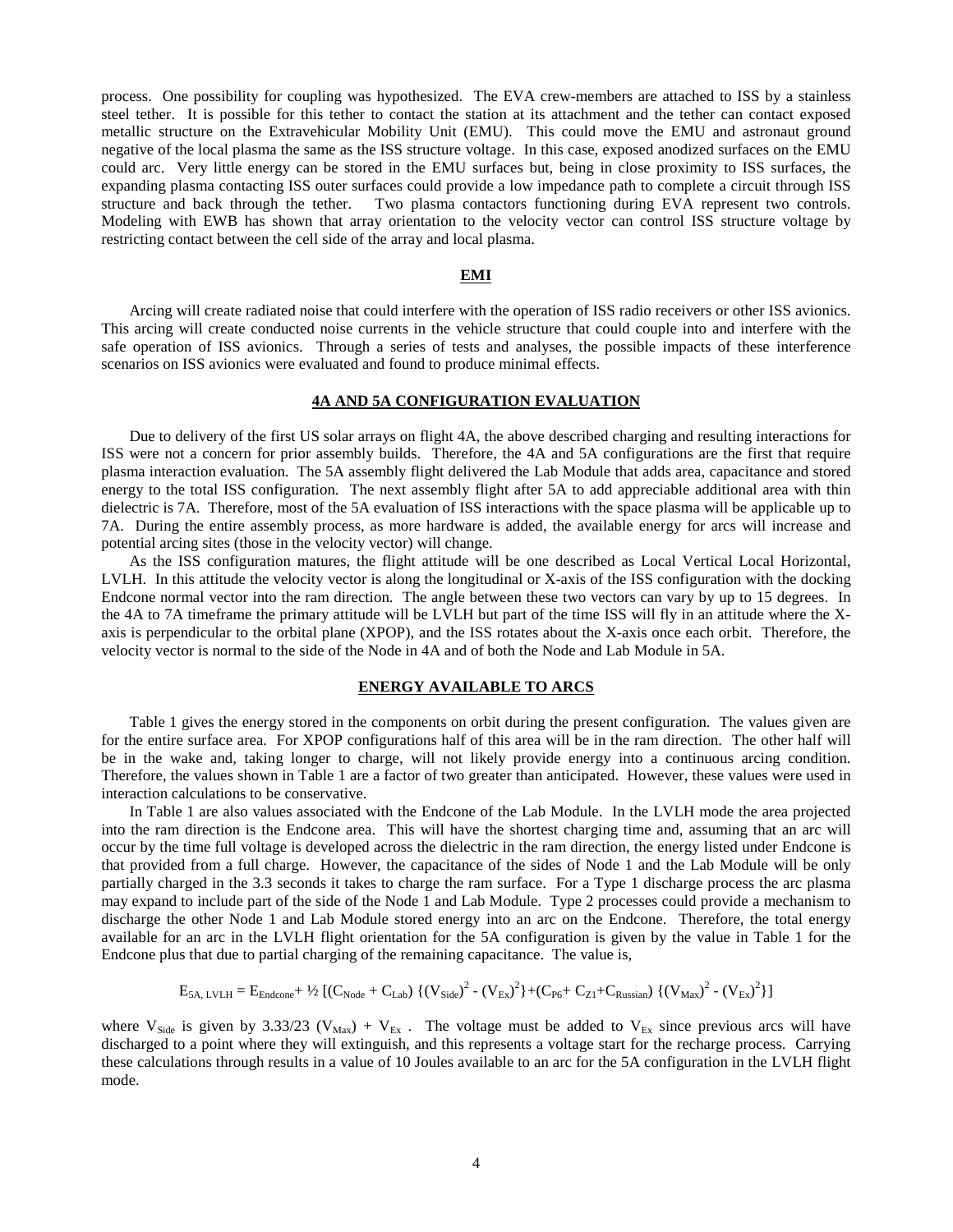process. One possibility for coupling was hypothesized. The EVA crew-members are attached to ISS by a stainless steel tether. It is possible for this tether to contact the station at its attachment and the tether can contact exposed metallic structure on the Extravehicular Mobility Unit (EMU). This could move the EMU and astronaut ground negative of the local plasma the same as the ISS structure voltage. In this case, exposed anodized surfaces on the EMU could arc. Very little energy can be stored in the EMU surfaces but, being in close proximity to ISS surfaces, the expanding plasma contacting ISS outer surfaces could provide a low impedance path to complete a circuit through ISS structure and back through the tether. Two plasma contactors functioning during EVA represent two controls. Modeling with EWB has shown that array orientation to the velocity vector can control ISS structure voltage by restricting contact between the cell side of the array and local plasma.

## EMI

Arcing will create radiated noise that could interfere with the operation of ISS radio receivers or other ISS avionics. This arcing will create conducted noise currents in the vehicle structure that could couple into and interfere with the safe operation of ISS avionics. Through a series of tests and analyses, the possible impacts of these interference scenarios on ISS avionics were evaluated and found to produce minimal effects.

## 4A AND 5A CONFIGURATION EVALUATION

Due to delivery of the first US solar arrays on flight 4A, the above described charging and resulting interactions for ISS were not a concern for prior assembly builds. Therefore, the 4A and 5A configurations are the first that require plasma interaction evaluation. The 5A assembly flight delivered the Lab Module that adds area, capacitance and stored energy to the total ISS configuration. The next assembly flight after 5A to add appreciable additional area with thin dielectric is 7A. Therefore, most of the 5A evaluation of ISS interactions with the space plasma will be applicable up to 7A. During the entire assembly process, as more hardware is added, the available energy for arcs will increase and potential arcing sites (those in the velocity vector) will change.

As the ISS configuration matures, the flight attitude will be one described as Local Vertical Local Horizontal, LVLH. In this attitude the velocity vector is along the longitudinal or X-axis of the ISS configuration with the docking Endcone normal vector into the ram direction. The angle between these two vectors can vary by up to 15 degrees. In the 4A to 7A timeframe the primary attitude will be LVLH but part of the time ISS will fly in an attitude where the X-axis is perpendicular to the orbital plane (XPOP), and the ISS rotates about the X-axis once each orbit. Therefore, the velocity vector is normal to the side of the Node in 4A and of both the Node and Lab Module in 5A.

## ENERGY AVAILABLE TO ARCS

Table 1 gives the energy stored in the components on orbit during the present configuration. The values given are for the entire surface area. For XPOP configurations half of this area will be in the ram direction. The other half will be in the wake and, taking longer to charge, will not likely provide energy into a continuous arcing condition. Therefore, the values shown in Table 1 are a factor of two greater than anticipated. However, these values were used in interaction calculations to be conservative.

In Table 1 are also values associated with the Endcone of the Lab Module. In the LVLH mode the area projected into the ram direction is the Endcone area. This will have the shortest charging time and, assuming that an arc will occur by the time full voltage is developed across the dielectric in the ram direction, the energy listed under Endcone is that provided from a full charge. However, the capacitance of the sides of Node 1 and the Lab Module will be only partially charged in the 3.3 seconds it takes to charge the ram surface. For a Type 1 discharge process the arc plasma may expand to include part of the side of the Node 1 and Lab Module. Type 2 processes could provide a mechanism to discharge the other Node 1 and Lab Module stored energy into an arc on the Endcone. Therefore, the total energy available for an arc in the LVLH flight orientation for the 5A configuration is given by the value in Table 1 for the Endcone plus that due to partial charging of the remaining capacitance. The value is,

$$E_{5A,\,LVLH} = E_{Endcone} + \tfrac{1}{2}\,[(C_{Node} + C_{Lab})\,\{(V_{Side})^2 - (V_{Ex})^2\} + (C_{P6} + C_{Z1} + C_{Russian})\,\{(V_{Max})^2 - (V_{Ex})^2\}]$$

where $V_{Side}$ is given by $3.33/23\,(V_{Max}) + V_{Ex}$. The voltage must be added to $V_{Ex}$ since previous arcs will have discharged to a point where they will extinguish, and this represents a voltage start for the recharge process. Carrying these calculations through results in a value of 10 Joules available to an arc for the 5A configuration in the LVLH flight mode.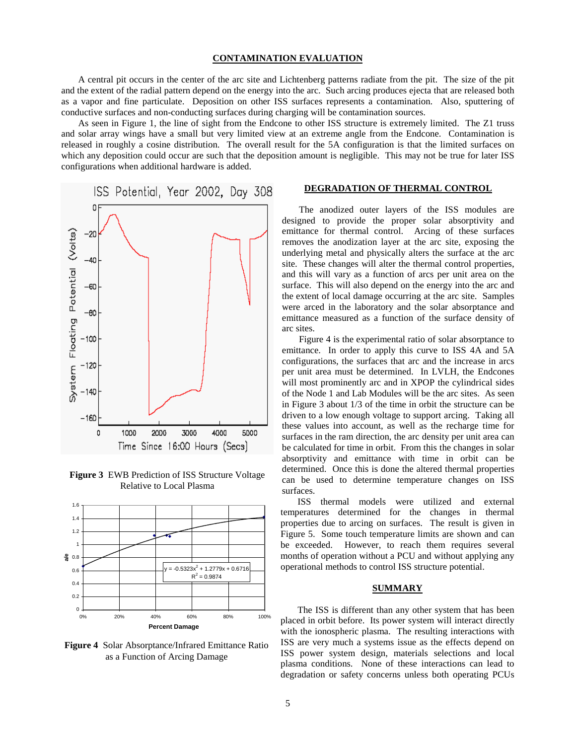## CONTAMINATION EVALUATION

A central pit occurs in the center of the arc site and Lichtenberg patterns radiate from the pit. The size of the pit and the extent of the radial pattern depend on the energy into the arc. Such arcing produces ejecta that are released both as a vapor and fine particulate. Deposition on other ISS surfaces represents a contamination. Also, sputtering of conductive surfaces and non-conducting surfaces during charging will be contamination sources.

As seen in Figure 1, the line of sight from the Endcone to other ISS structure is extremely limited. The Z1 truss and solar array wings have a small but very limited view at an extreme angle from the Endcone. Contamination is released in roughly a cosine distribution. The overall result for the 5A configuration is that the limited surfaces on which any deposition could occur are such that the deposition amount is negligible. This may not be true for later ISS configurations when additional hardware is added.

**Figure 3** EWB Prediction of ISS Structure Voltage Relative to Local Plasma

**Figure 4** Solar Absorptance/Infrared Emittance Ratio as a Function of Arcing Damage

## DEGRADATION OF THERMAL CONTROL

The anodized outer layers of the ISS modules are designed to provide the proper solar absorptivity and emittance for thermal control. Arcing of these surfaces removes the anodization layer at the arc site, exposing the underlying metal and physically alters the surface at the arc site. These changes will alter the thermal control properties, and this will vary as a function of arcs per unit area on the surface. This will also depend on the energy into the arc and the extent of local damage occurring at the arc site. Samples were arced in the laboratory and the solar absorptance and emittance measured as a function of the surface density of arc sites.

Figure 4 is the experimental ratio of solar absorptance to emittance. In order to apply this curve to ISS 4A and 5A configurations, the surfaces that arc and the increase in arcs per unit area must be determined. In LVLH, the Endcones will most prominently arc and in XPOP the cylindrical sides of the Node 1 and Lab Modules will be the arc sites. As seen in Figure 3 about 1/3 of the time in orbit the structure can be driven to a low enough voltage to support arcing. Taking all these values into account, as well as the recharge time for surfaces in the ram direction, the arc density per unit area can be calculated for time in orbit. From this the changes in solar absorptivity and emittance with time in orbit can be determined. Once this is done the altered thermal properties can be used to determine temperature changes on ISS surfaces.

ISS thermal models were utilized and external temperatures determined for the changes in thermal properties due to arcing on surfaces. The result is given in Figure 5. Some touch temperature limits are shown and can be exceeded. However, to reach them requires several months of operation without a PCU and without applying any operational methods to control ISS structure potential.

## SUMMARY

The ISS is different than any other system that has been placed in orbit before. Its power system will interact directly with the ionospheric plasma. The resulting interactions with ISS are very much a systems issue as the effects depend on ISS power system design, materials selections and local plasma conditions. None of these interactions can lead to degradation or safety concerns unless both operating PCUs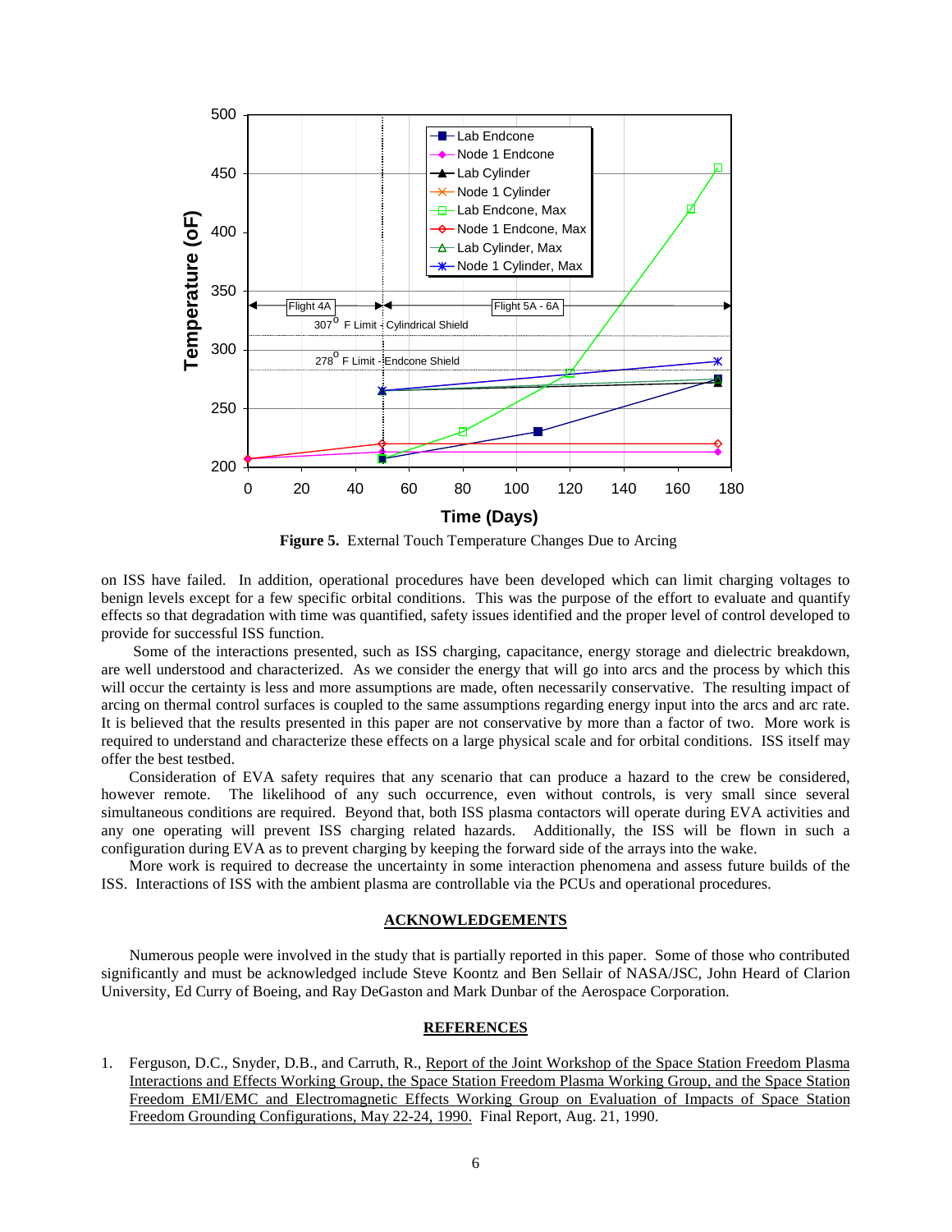**Figure 5.** External Touch Temperature Changes Due to Arcing

on ISS have failed. In addition, operational procedures have been developed which can limit charging voltages to benign levels except for a few specific orbital conditions. This was the purpose of the effort to evaluate and quantify effects so that degradation with time was quantified, safety issues identified and the proper level of control developed to provide for successful ISS function.

Some of the interactions presented, such as ISS charging, capacitance, energy storage and dielectric breakdown, are well understood and characterized. As we consider the energy that will go into arcs and the process by which this will occur the certainty is less and more assumptions are made, often necessarily conservative. The resulting impact of arcing on thermal control surfaces is coupled to the same assumptions regarding energy input into the arcs and arc rate. It is believed that the results presented in this paper are not conservative by more than a factor of two. More work is required to understand and characterize these effects on a large physical scale and for orbital conditions. ISS itself may offer the best testbed.

Consideration of EVA safety requires that any scenario that can produce a hazard to the crew be considered, however remote. The likelihood of any such occurrence, even without controls, is very small since several simultaneous conditions are required. Beyond that, both ISS plasma contactors will operate during EVA activities and any one operating will prevent ISS charging related hazards. Additionally, the ISS will be flown in such a configuration during EVA as to prevent charging by keeping the forward side of the arrays into the wake.

More work is required to decrease the uncertainty in some interaction phenomena and assess future builds of the ISS. Interactions of ISS with the ambient plasma are controllable via the PCUs and operational procedures.

## ACKNOWLEDGEMENTS

Numerous people were involved in the study that is partially reported in this paper. Some of those who contributed significantly and must be acknowledged include Steve Koontz and Ben Sellair of NASA/JSC, John Heard of Clarion University, Ed Curry of Boeing, and Ray DeGaston and Mark Dunbar of the Aerospace Corporation.

## REFERENCES

1. Ferguson, D.C., Snyder, D.B., and Carruth, R., Report of the Joint Workshop of the Space Station Freedom Plasma Interactions and Effects Working Group, the Space Station Freedom Plasma Working Group, and the Space Station Freedom EMI/EMC and Electromagnetic Effects Working Group on Evaluation of Impacts of Space Station Freedom Grounding Configurations, May 22-24, 1990. Final Report, Aug. 21, 1990.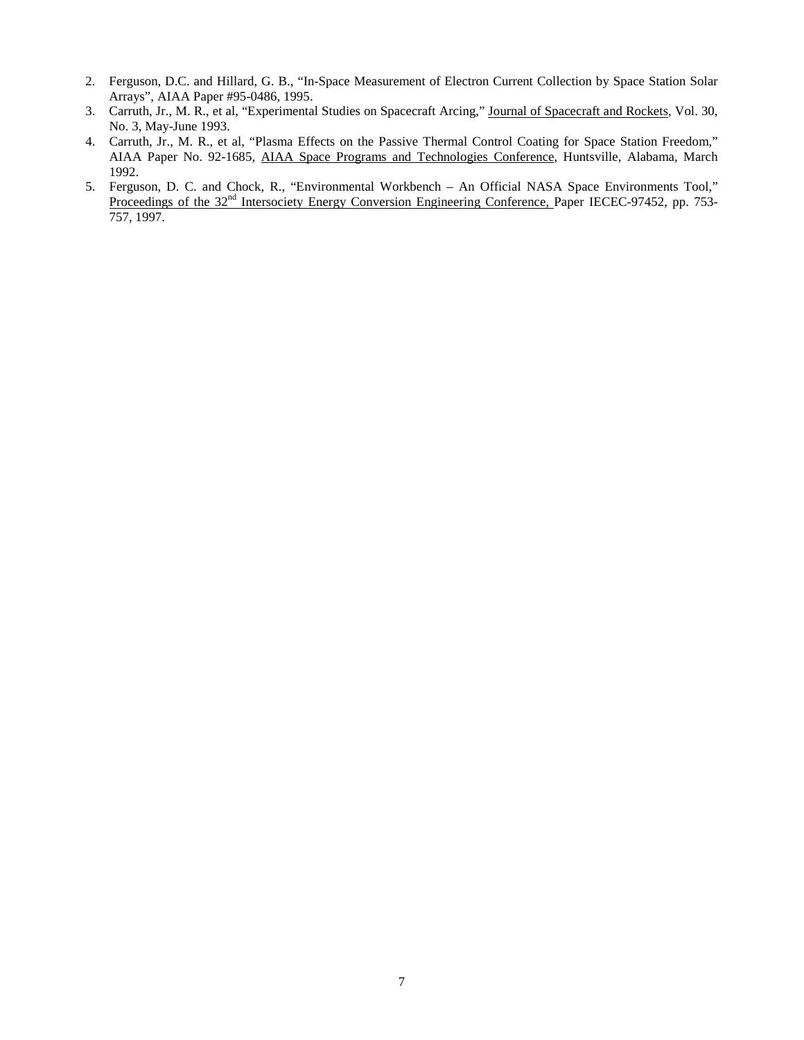2. Ferguson, D.C. and Hillard, G. B., "In-Space Measurement of Electron Current Collection by Space Station Solar Arrays", AIAA Paper #95-0486, 1995.
3. Carruth, Jr., M. R., et al, "Experimental Studies on Spacecraft Arcing," Journal of Spacecraft and Rockets, Vol. 30, No. 3, May-June 1993.
4. Carruth, Jr., M. R., et al, "Plasma Effects on the Passive Thermal Control Coating for Space Station Freedom," AIAA Paper No. 92-1685, AIAA Space Programs and Technologies Conference, Huntsville, Alabama, March 1992.
5. Ferguson, D. C. and Chock, R., "Environmental Workbench – An Official NASA Space Environments Tool," Proceedings of the 32nd Intersociety Energy Conversion Engineering Conference, Paper IECEC-97452, pp. 753-757, 1997.